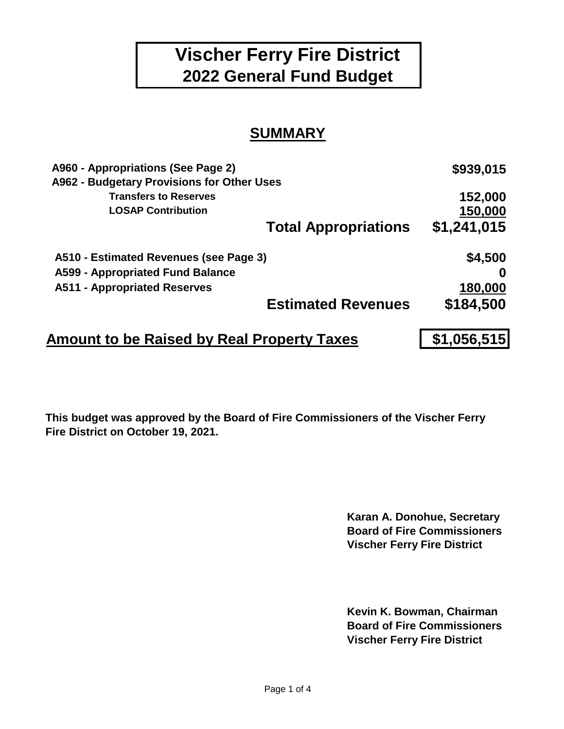# Vischer Ferry Fire District
## 2022 General Fund Budget

## SUMMARY

| | |
|---|---|
| **A960 - Appropriations (See Page 2)** | **$939,015** |
| **A962 - Budgetary Provisions for Other Uses** | |
| **Transfers to Reserves** | **152,000** |
| **LOSAP Contribution** | **150,000** |
| **Total Appropriations** | **$1,241,015** |
| | |
| **A510 - Estimated Revenues (see Page 3)** | **$4,500** |
| **A599 - Appropriated Fund Balance** | **0** |
| **A511 - Appropriated Reserves** | **180,000** |
| **Estimated Revenues** | **$184,500** |
| | |
| **Amount to be Raised by Real Property Taxes** | **$1,056,515** |

**This budget was approved by the Board of Fire Commissioners of the Vischer Ferry Fire District on October 19, 2021.**

**Karan A. Donohue, Secretary**
**Board of Fire Commissioners**
**Vischer Ferry Fire District**

**Kevin K. Bowman, Chairman**
**Board of Fire Commissioners**
**Vischer Ferry Fire District**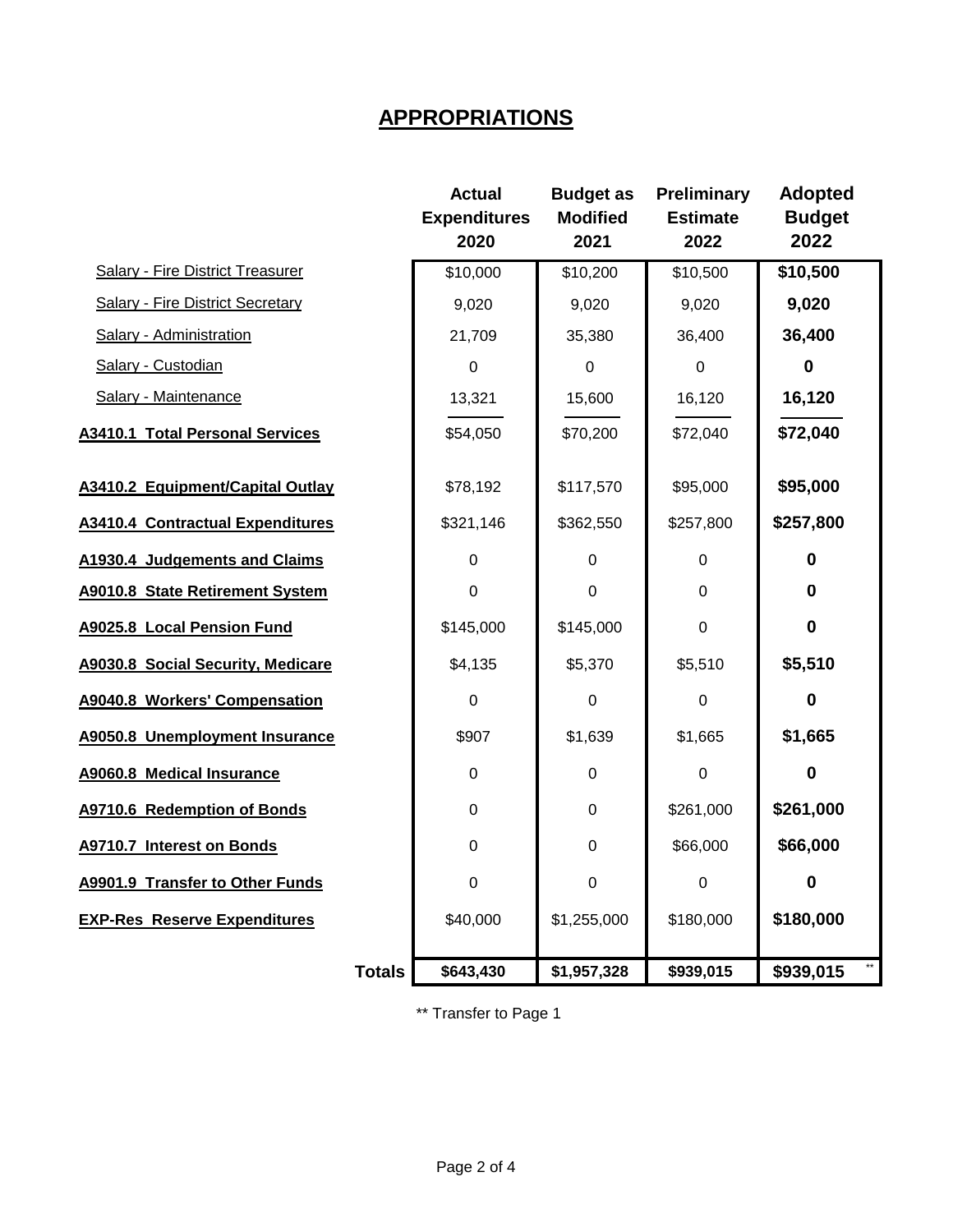# APPROPRIATIONS

| | Actual Expenditures 2020 | Budget as Modified 2021 | Preliminary Estimate 2022 | Adopted Budget 2022 |
|---|---|---|---|---|
| Salary - Fire District Treasurer | $10,000 | $10,200 | $10,500 | **$10,500** |
| Salary - Fire District Secretary | 9,020 | 9,020 | 9,020 | **9,020** |
| Salary - Administration | 21,709 | 35,380 | 36,400 | **36,400** |
| Salary - Custodian | 0 | 0 | 0 | **0** |
| Salary - Maintenance | 13,321 | 15,600 | 16,120 | **16,120** |
| **A3410.1 Total Personal Services** | $54,050 | $70,200 | $72,040 | **$72,040** |
| **A3410.2 Equipment/Capital Outlay** | $78,192 | $117,570 | $95,000 | **$95,000** |
| **A3410.4 Contractual Expenditures** | $321,146 | $362,550 | $257,800 | **$257,800** |
| **A1930.4 Judgements and Claims** | 0 | 0 | 0 | **0** |
| **A9010.8 State Retirement System** | 0 | 0 | 0 | **0** |
| **A9025.8 Local Pension Fund** | $145,000 | $145,000 | 0 | **0** |
| **A9030.8 Social Security, Medicare** | $4,135 | $5,370 | $5,510 | **$5,510** |
| **A9040.8 Workers' Compensation** | 0 | 0 | 0 | **0** |
| **A9050.8 Unemployment Insurance** | $907 | $1,639 | $1,665 | **$1,665** |
| **A9060.8 Medical Insurance** | 0 | 0 | 0 | **0** |
| **A9710.6 Redemption of Bonds** | 0 | 0 | $261,000 | **$261,000** |
| **A9710.7 Interest on Bonds** | 0 | 0 | $66,000 | **$66,000** |
| **A9901.9 Transfer to Other Funds** | 0 | 0 | 0 | **0** |
| **EXP-Res Reserve Expenditures** | $40,000 | $1,255,000 | $180,000 | **$180,000** |
| **Totals** | **$643,430** | **$1,957,328** | **$939,015** | **$939,015** ** |

** Transfer to Page 1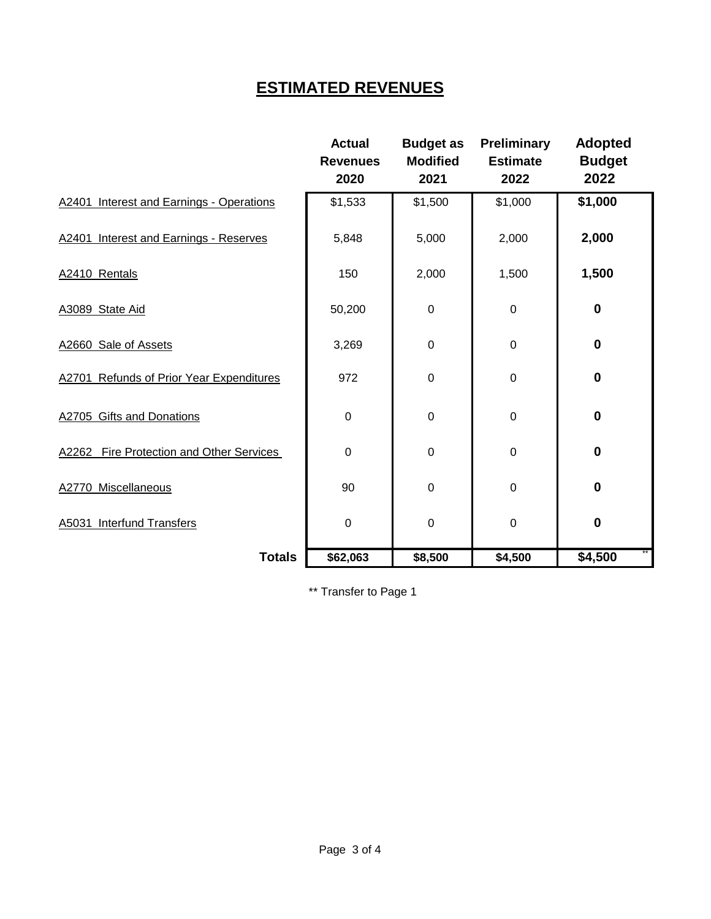# ESTIMATED REVENUES

| | Actual Revenues 2020 | Budget as Modified 2021 | Preliminary Estimate 2022 | Adopted Budget 2022 |
|---|---|---|---|---|
| A2401 Interest and Earnings - Operations | $1,533 | $1,500 | $1,000 | **$1,000** |
| A2401 Interest and Earnings - Reserves | 5,848 | 5,000 | 2,000 | **2,000** |
| A2410 Rentals | 150 | 2,000 | 1,500 | **1,500** |
| A3089 State Aid | 50,200 | 0 | 0 | **0** |
| A2660 Sale of Assets | 3,269 | 0 | 0 | **0** |
| A2701 Refunds of Prior Year Expenditures | 972 | 0 | 0 | **0** |
| A2705 Gifts and Donations | 0 | 0 | 0 | **0** |
| A2262 Fire Protection and Other Services | 0 | 0 | 0 | **0** |
| A2770 Miscellaneous | 90 | 0 | 0 | **0** |
| A5031 Interfund Transfers | 0 | 0 | 0 | **0** |
| **Totals** | **$62,063** | **$8,500** | **$4,500** | **$4,500** ** |

** Transfer to Page 1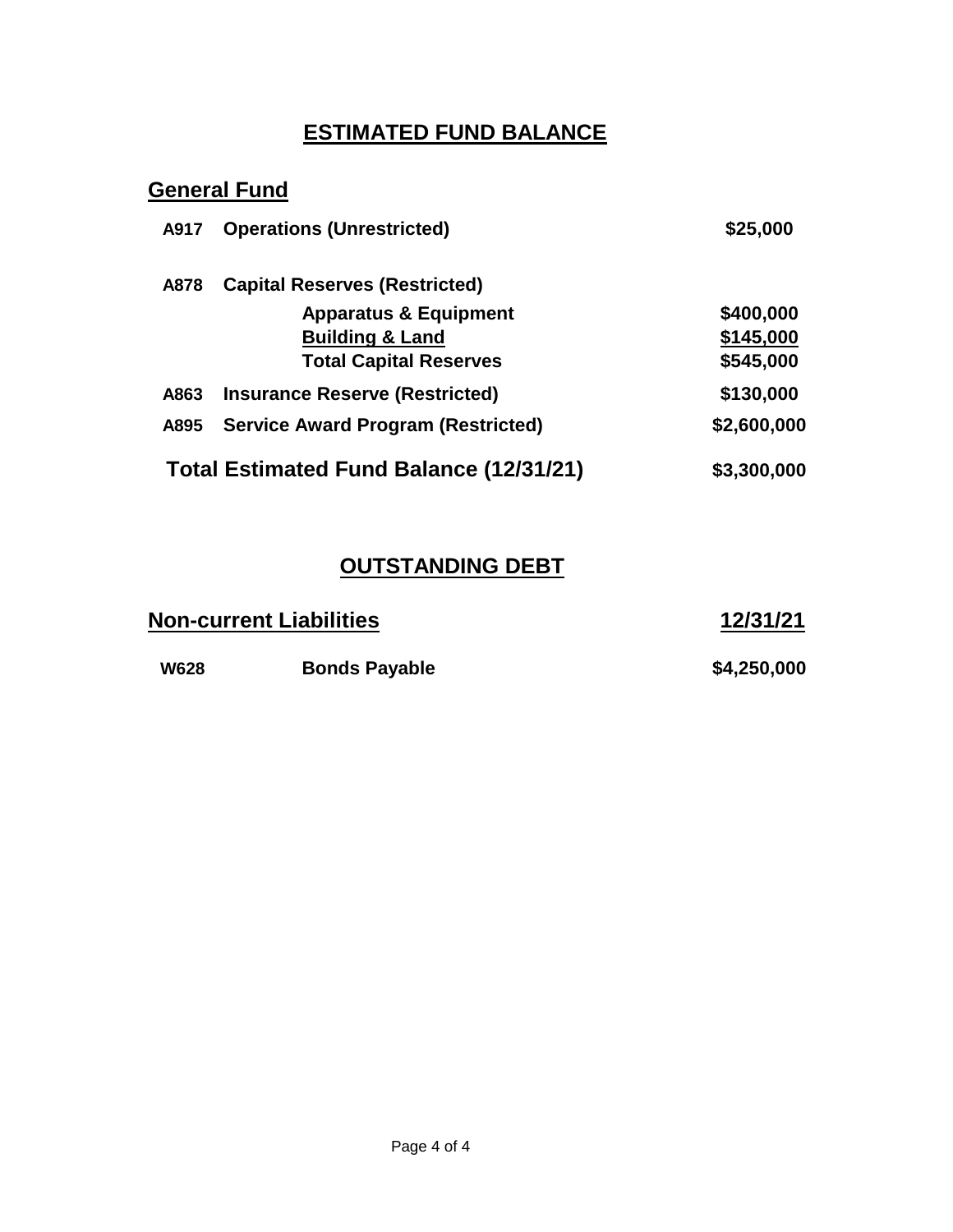# ESTIMATED FUND BALANCE

## General Fund

| | | |
|---|---|---|
| **A917** | **Operations (Unrestricted)** | **$25,000** |
| **A878** | **Capital Reserves (Restricted)** | |
| | **Apparatus & Equipment** | **$400,000** |
| | **Building & Land** | **$145,000** |
| | **Total Capital Reserves** | **$545,000** |
| **A863** | **Insurance Reserve (Restricted)** | **$130,000** |
| **A895** | **Service Award Program (Restricted)** | **$2,600,000** |
| | **Total Estimated Fund Balance (12/31/21)** | **$3,300,000** |

# OUTSTANDING DEBT

| **Non-current Liabilities** | | **12/31/21** |
|---|---|---|
| **W628** | **Bonds Payable** | **$4,250,000** |